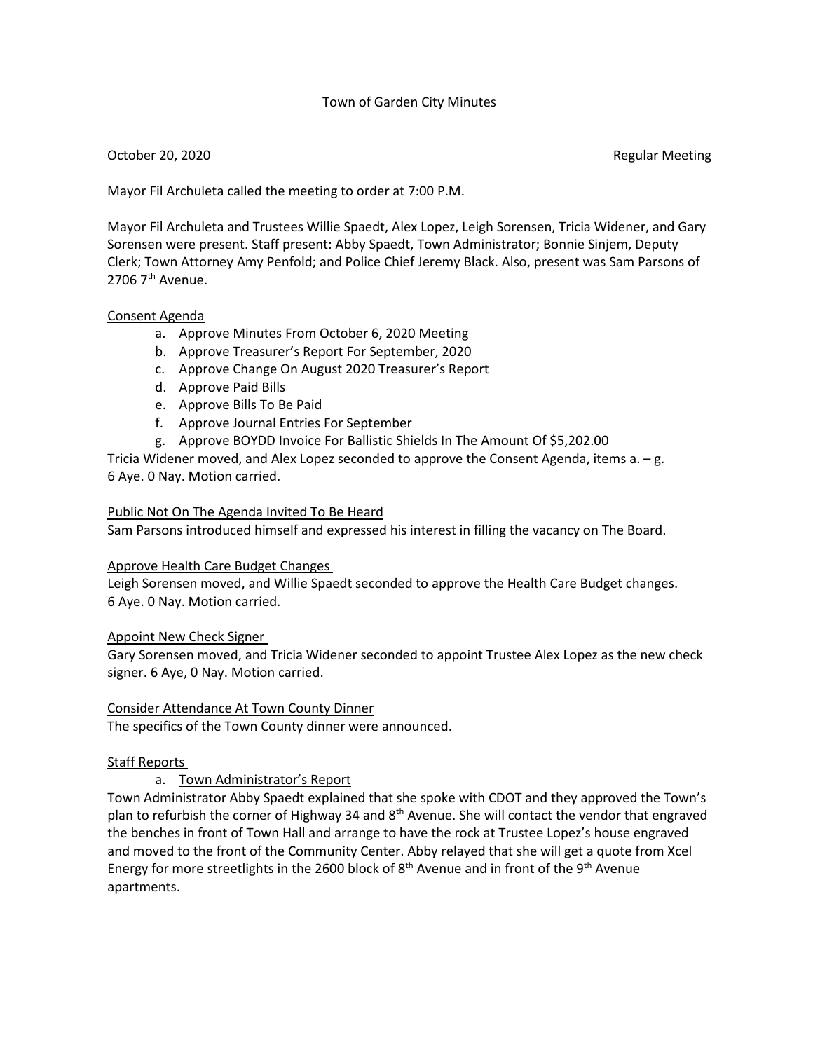# Town of Garden City Minutes

October 20, 2020 Regular Meeting

Mayor Fil Archuleta called the meeting to order at 7:00 P.M.

Mayor Fil Archuleta and Trustees Willie Spaedt, Alex Lopez, Leigh Sorensen, Tricia Widener, and Gary Sorensen were present. Staff present: Abby Spaedt, Town Administrator; Bonnie Sinjem, Deputy Clerk; Town Attorney Amy Penfold; and Police Chief Jeremy Black. Also, present was Sam Parsons of 2706 7th Avenue.

## Consent Agenda

a. Approve Minutes From October 6, 2020 Meeting
b. Approve Treasurer's Report For September, 2020
c. Approve Change On August 2020 Treasurer's Report
d. Approve Paid Bills
e. Approve Bills To Be Paid
f. Approve Journal Entries For September
g. Approve BOYDD Invoice For Ballistic Shields In The Amount Of $5,202.00

Tricia Widener moved, and Alex Lopez seconded to approve the Consent Agenda, items a. – g. 6 Aye. 0 Nay. Motion carried.

## Public Not On The Agenda Invited To Be Heard

Sam Parsons introduced himself and expressed his interest in filling the vacancy on The Board.

## Approve Health Care Budget Changes

Leigh Sorensen moved, and Willie Spaedt seconded to approve the Health Care Budget changes. 6 Aye. 0 Nay. Motion carried.

## Appoint New Check Signer

Gary Sorensen moved, and Tricia Widener seconded to appoint Trustee Alex Lopez as the new check signer. 6 Aye, 0 Nay. Motion carried.

## Consider Attendance At Town County Dinner

The specifics of the Town County dinner were announced.

## Staff Reports

### a. Town Administrator's Report

Town Administrator Abby Spaedt explained that she spoke with CDOT and they approved the Town's plan to refurbish the corner of Highway 34 and 8th Avenue. She will contact the vendor that engraved the benches in front of Town Hall and arrange to have the rock at Trustee Lopez's house engraved and moved to the front of the Community Center. Abby relayed that she will get a quote from Xcel Energy for more streetlights in the 2600 block of 8th Avenue and in front of the 9th Avenue apartments.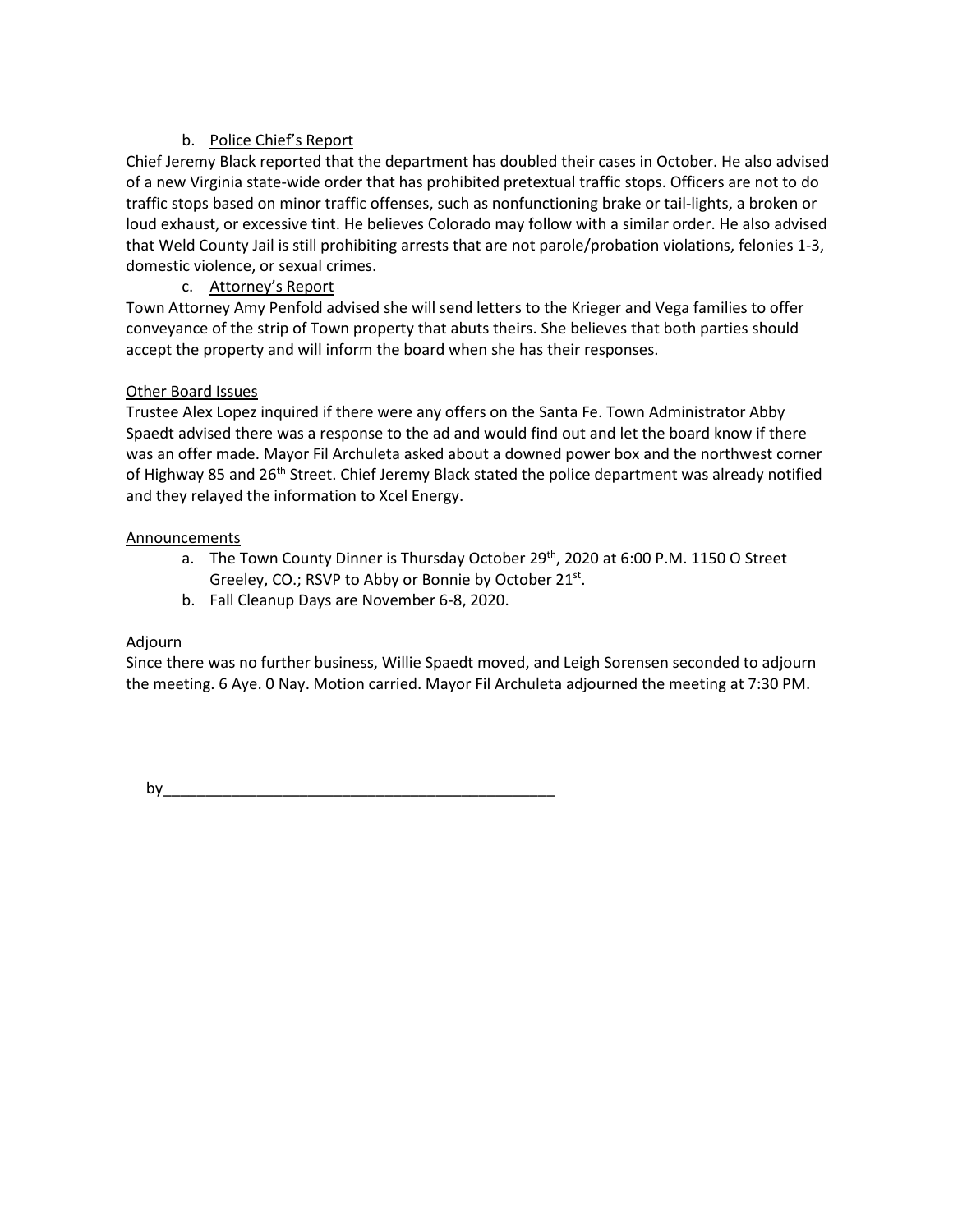b. Police Chief's Report

Chief Jeremy Black reported that the department has doubled their cases in October. He also advised of a new Virginia state-wide order that has prohibited pretextual traffic stops. Officers are not to do traffic stops based on minor traffic offenses, such as nonfunctioning brake or tail-lights, a broken or loud exhaust, or excessive tint. He believes Colorado may follow with a similar order. He also advised that Weld County Jail is still prohibiting arrests that are not parole/probation violations, felonies 1-3, domestic violence, or sexual crimes.

c. Attorney's Report

Town Attorney Amy Penfold advised she will send letters to the Krieger and Vega families to offer conveyance of the strip of Town property that abuts theirs. She believes that both parties should accept the property and will inform the board when she has their responses.

Other Board Issues

Trustee Alex Lopez inquired if there were any offers on the Santa Fe. Town Administrator Abby Spaedt advised there was a response to the ad and would find out and let the board know if there was an offer made. Mayor Fil Archuleta asked about a downed power box and the northwest corner of Highway 85 and 26th Street. Chief Jeremy Black stated the police department was already notified and they relayed the information to Xcel Energy.

Announcements

a. The Town County Dinner is Thursday October 29th, 2020 at 6:00 P.M. 1150 O Street Greeley, CO.; RSVP to Abby or Bonnie by October 21st.
b. Fall Cleanup Days are November 6-8, 2020.

Adjourn

Since there was no further business, Willie Spaedt moved, and Leigh Sorensen seconded to adjourn the meeting. 6 Aye. 0 Nay. Motion carried. Mayor Fil Archuleta adjourned the meeting at 7:30 PM.

by_______________________________________________